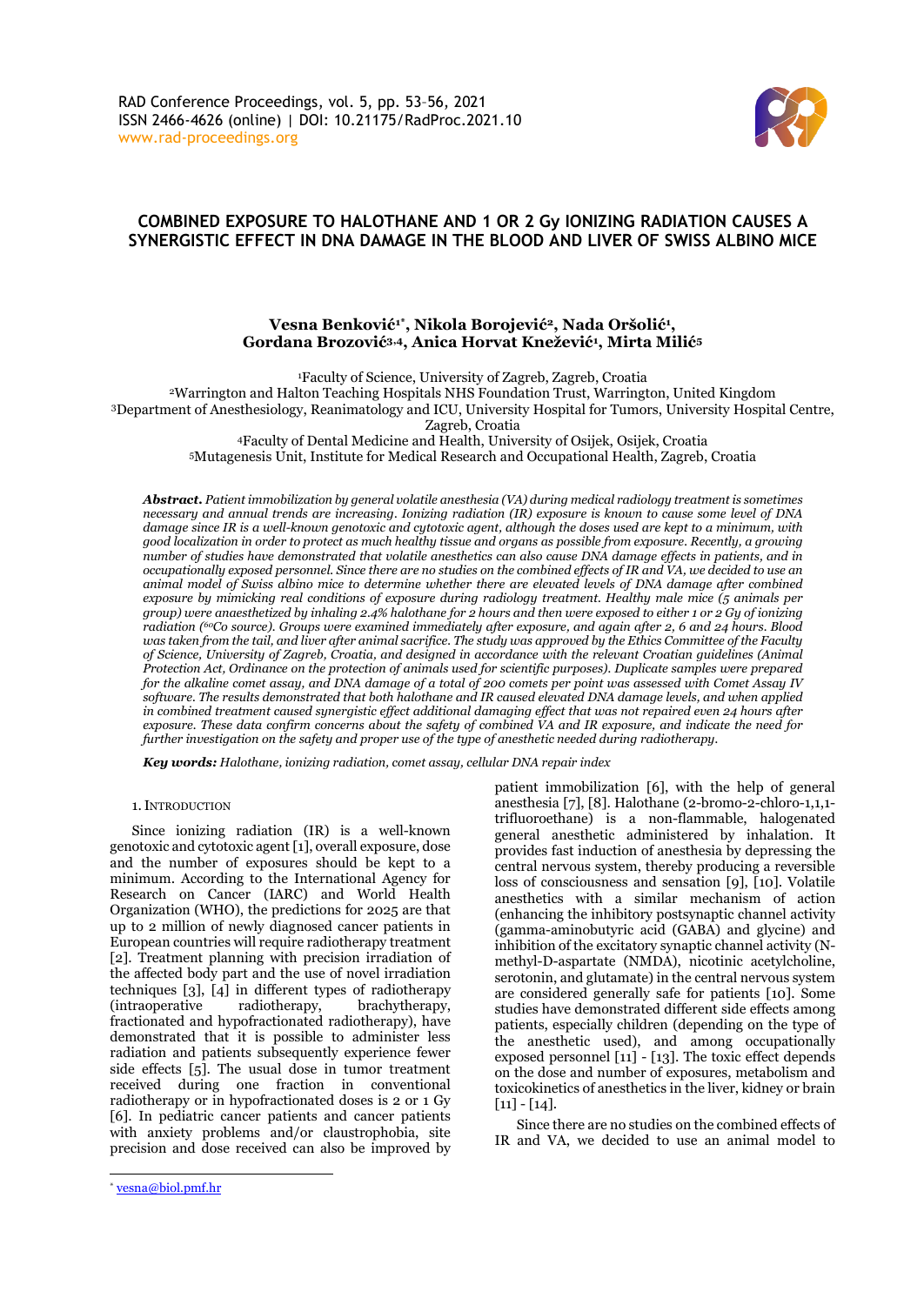# COMBINED EXPOSURE TO HALOTHANE AND 1 OR 2 Gy IONIZING RADIATION CAUSES A SYNERGISTIC EFFECT IN DNA DAMAGE IN THE BLOOD AND LIVER OF SWISS ALBINO MICE

**Vesna Benković[1*], Nikola Borojević[2], Nada Oršolić[1], Gordana Brozović[3,4], Anica Horvat Knežević[1], Mirta Milić[5]**

[1]Faculty of Science, University of Zagreb, Zagreb, Croatia
[2]Warrington and Halton Teaching Hospitals NHS Foundation Trust, Warrington, United Kingdom
[3]Department of Anesthesiology, Reanimatology and ICU, University Hospital for Tumors, University Hospital Centre, Zagreb, Croatia
[4]Faculty of Dental Medicine and Health, University of Osijek, Osijek, Croatia
[5]Mutagenesis Unit, Institute for Medical Research and Occupational Health, Zagreb, Croatia

***Abstract.*** *Patient immobilization by general volatile anesthesia (VA) during medical radiology treatment is sometimes necessary and annual trends are increasing. Ionizing radiation (IR) exposure is known to cause some level of DNA damage since IR is a well-known genotoxic and cytotoxic agent, although the doses used are kept to a minimum, with good localization in order to protect as much healthy tissue and organs as possible from exposure. Recently, a growing number of studies have demonstrated that volatile anesthetics can also cause DNA damage effects in patients, and in occupationally exposed personnel. Since there are no studies on the combined effects of IR and VA, we decided to use an animal model of Swiss albino mice to determine whether there are elevated levels of DNA damage after combined exposure by mimicking real conditions of exposure during radiology treatment. Healthy male mice (5 animals per group) were anaesthetized by inhaling 2.4% halothane for 2 hours and then were exposed to either 1 or 2 Gy of ionizing radiation ($^{60}$Co source). Groups were examined immediately after exposure, and again after 2, 6 and 24 hours. Blood was taken from the tail, and liver after animal sacrifice. The study was approved by the Ethics Committee of the Faculty of Science, University of Zagreb, Croatia, and designed in accordance with the relevant Croatian guidelines (Animal Protection Act, Ordinance on the protection of animals used for scientific purposes). Duplicate samples were prepared for the alkaline comet assay, and DNA damage of a total of 200 comets per point was assessed with Comet Assay IV software. The results demonstrated that both halothane and IR caused elevated DNA damage levels, and when applied in combined treatment caused synergistic effect additional damaging effect that was not repaired even 24 hours after exposure. These data confirm concerns about the safety of combined VA and IR exposure, and indicate the need for further investigation on the safety and proper use of the type of anesthetic needed during radiotherapy.*

***Key words:*** *Halothane, ionizing radiation, comet assay, cellular DNA repair index*

## 1. Introduction

Since ionizing radiation (IR) is a well-known genotoxic and cytotoxic agent [1], overall exposure, dose and the number of exposures should be kept to a minimum. According to the International Agency for Research on Cancer (IARC) and World Health Organization (WHO), the predictions for 2025 are that up to 2 million of newly diagnosed cancer patients in European countries will require radiotherapy treatment [2]. Treatment planning with precision irradiation of the affected body part and the use of novel irradiation techniques [3], [4] in different types of radiotherapy (intraoperative radiotherapy, brachytherapy, fractionated and hypofractionated radiotherapy), have demonstrated that it is possible to administer less radiation and patients subsequently experience fewer side effects [5]. The usual dose in tumor treatment received during one fraction in conventional radiotherapy or in hypofractionated doses is 2 or 1 Gy [6]. In pediatric cancer patients and cancer patients with anxiety problems and/or claustrophobia, site precision and dose received can also be improved by patient immobilization [6], with the help of general anesthesia [7], [8]. Halothane (2-bromo-2-chloro-1,1,1-trifluoroethane) is a non-flammable, halogenated general anesthetic administered by inhalation. It provides fast induction of anesthesia by depressing the central nervous system, thereby producing a reversible loss of consciousness and sensation [9], [10]. Volatile anesthetics with a similar mechanism of action (enhancing the inhibitory postsynaptic channel activity (gamma-aminobutyric acid (GABA) and glycine) and inhibition of the excitatory synaptic channel activity (N-methyl-D-aspartate (NMDA), nicotinic acetylcholine, serotonin, and glutamate) in the central nervous system are considered generally safe for patients [10]. Some studies have demonstrated different side effects among patients, especially children (depending on the type of the anesthetic used), and among occupationally exposed personnel [11] - [13]. The toxic effect depends on the dose and number of exposures, metabolism and toxicokinetics of anesthetics in the liver, kidney or brain [11] - [14].

Since there are no studies on the combined effects of IR and VA, we decided to use an animal model to

[*] vesna@biol.pmf.hr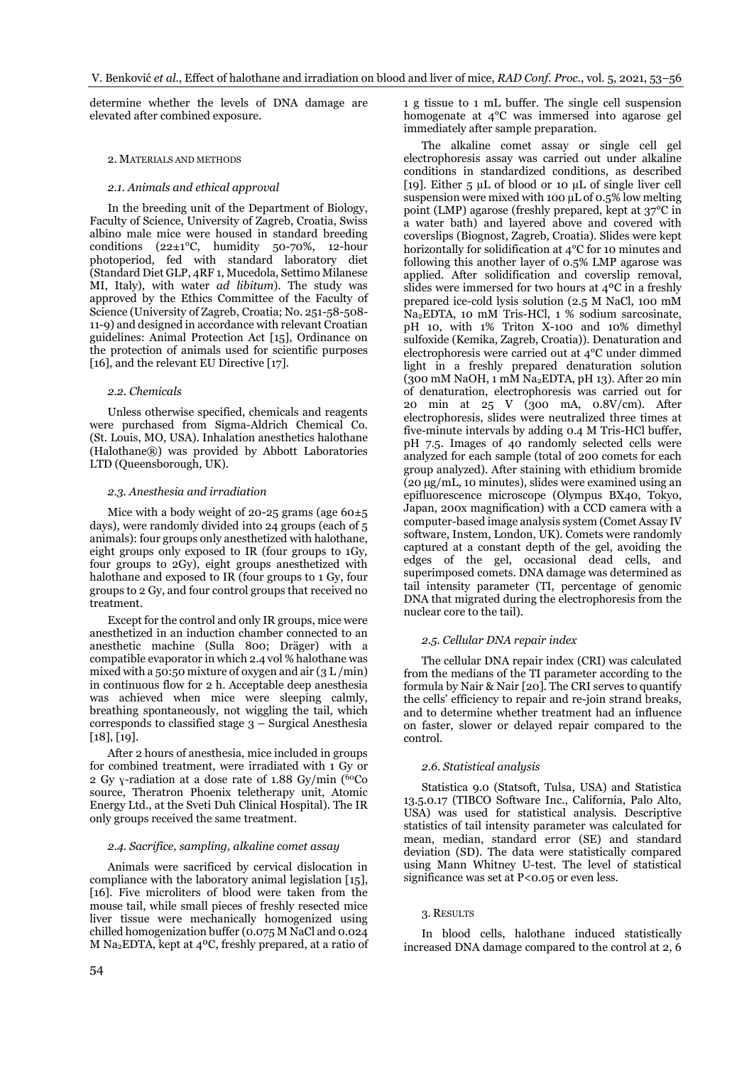determine whether the levels of DNA damage are elevated after combined exposure.

## 2. Materials and methods

### *2.1. Animals and ethical approval*

In the breeding unit of the Department of Biology, Faculty of Science, University of Zagreb, Croatia, Swiss albino male mice were housed in standard breeding conditions (22±1°C, humidity 50-70%, 12-hour photoperiod, fed with standard laboratory diet (Standard Diet GLP, 4RF 1, Mucedola, Settimo Milanese MI, Italy), with water *ad libitum*). The study was approved by the Ethics Committee of the Faculty of Science (University of Zagreb, Croatia; No. 251-58-508-11-9) and designed in accordance with relevant Croatian guidelines: Animal Protection Act [15], Ordinance on the protection of animals used for scientific purposes [16], and the relevant EU Directive [17].

### *2.2. Chemicals*

Unless otherwise specified, chemicals and reagents were purchased from Sigma-Aldrich Chemical Co. (St. Louis, MO, USA). Inhalation anesthetics halothane (Halothane®) was provided by Abbott Laboratories LTD (Queensborough, UK).

### *2.3. Anesthesia and irradiation*

Mice with a body weight of 20-25 grams (age 60±5 days), were randomly divided into 24 groups (each of 5 animals): four groups only anesthetized with halothane, eight groups only exposed to IR (four groups to 1Gy, four groups to 2Gy), eight groups anesthetized with halothane and exposed to IR (four groups to 1 Gy, four groups to 2 Gy, and four control groups that received no treatment.

Except for the control and only IR groups, mice were anesthetized in an induction chamber connected to an anesthetic machine (Sulla 800; Dräger) with a compatible evaporator in which 2.4 vol % halothane was mixed with a 50:50 mixture of oxygen and air (3 L /min) in continuous flow for 2 h. Acceptable deep anesthesia was achieved when mice were sleeping calmly, breathing spontaneously, not wiggling the tail, which corresponds to classified stage 3 – Surgical Anesthesia [18], [19].

After 2 hours of anesthesia, mice included in groups for combined treatment, were irradiated with 1 Gy or 2 Gy γ-radiation at a dose rate of 1.88 Gy/min ($^{60}Co$ source, Theratron Phoenix teletherapy unit, Atomic Energy Ltd., at the Sveti Duh Clinical Hospital). The IR only groups received the same treatment.

### *2.4. Sacrifice, sampling, alkaline comet assay*

Animals were sacrificed by cervical dislocation in compliance with the laboratory animal legislation [15], [16]. Five microliters of blood were taken from the mouse tail, while small pieces of freshly resected mice liver tissue were mechanically homogenized using chilled homogenization buffer (0.075 M NaCl and 0.024 M $Na_2EDTA$, kept at 4°C, freshly prepared, at a ratio of 1 g tissue to 1 mL buffer. The single cell suspension homogenate at 4°C was immersed into agarose gel immediately after sample preparation.

The alkaline comet assay or single cell gel electrophoresis assay was carried out under alkaline conditions in standardized conditions, as described [19]. Either 5 μL of blood or 10 μL of single liver cell suspension were mixed with 100 μL of 0.5% low melting point (LMP) agarose (freshly prepared, kept at 37°C in a water bath) and layered above and covered with coverslips (Biognost, Zagreb, Croatia). Slides were kept horizontally for solidification at 4°C for 10 minutes and following this another layer of 0.5% LMP agarose was applied. After solidification and coverslip removal, slides were immersed for two hours at 4°C in a freshly prepared ice-cold lysis solution (2.5 M NaCl, 100 mM $Na_2EDTA$, 10 mM Tris-HCl, 1 % sodium sarcosinate, pH 10, with 1% Triton X-100 and 10% dimethyl sulfoxide (Kemika, Zagreb, Croatia)). Denaturation and electrophoresis were carried out at 4°C under dimmed light in a freshly prepared denaturation solution (300 mM NaOH, 1 mM $Na_2EDTA$, pH 13). After 20 min of denaturation, electrophoresis was carried out for 20 min at 25 V (300 mA, 0.8V/cm). After electrophoresis, slides were neutralized three times at five-minute intervals by adding 0.4 M Tris-HCl buffer, pH 7.5. Images of 40 randomly selected cells were analyzed for each sample (total of 200 comets for each group analyzed). After staining with ethidium bromide (20 μg/mL, 10 minutes), slides were examined using an epifluorescence microscope (Olympus BX40, Tokyo, Japan, 200x magnification) with a CCD camera with a computer-based image analysis system (Comet Assay IV software, Instem, London, UK). Comets were randomly captured at a constant depth of the gel, avoiding the edges of the gel, occasional dead cells, and superimposed comets. DNA damage was determined as tail intensity parameter (TI, percentage of genomic DNA that migrated during the electrophoresis from the nuclear core to the tail).

### *2.5. Cellular DNA repair index*

The cellular DNA repair index (CRI) was calculated from the medians of the TI parameter according to the formula by Nair & Nair [20]. The CRI serves to quantify the cells' efficiency to repair and re-join strand breaks, and to determine whether treatment had an influence on faster, slower or delayed repair compared to the control.

### *2.6. Statistical analysis*

Statistica 9.0 (Statsoft, Tulsa, USA) and Statistica 13.5.0.17 (TIBCO Software Inc., California, Palo Alto, USA) was used for statistical analysis. Descriptive statistics of tail intensity parameter was calculated for mean, median, standard error (SE) and standard deviation (SD). The data were statistically compared using Mann Whitney U-test. The level of statistical significance was set at $P<0.05$ or even less.

## 3. Results

In blood cells, halothane induced statistically increased DNA damage compared to the control at 2, 6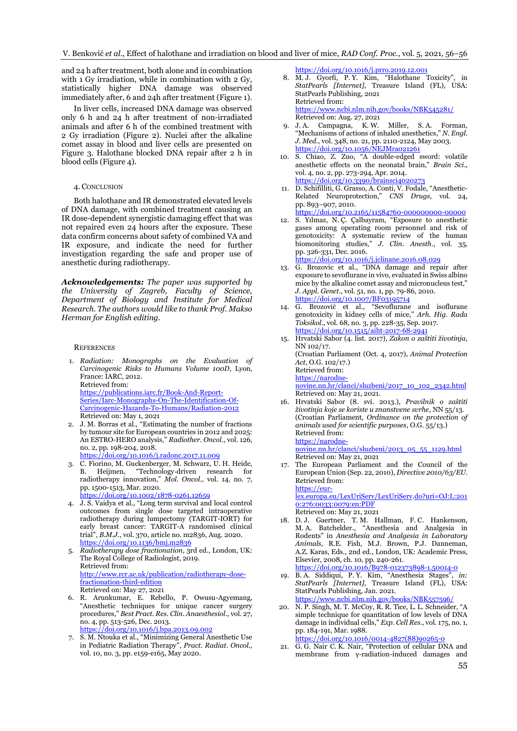and 24 h after treatment, both alone and in combination with 1 Gy irradiation, while in combination with 2 Gy, statistically higher DNA damage was observed immediately after, 6 and 24h after treatment (Figure 1).

In liver cells, increased DNA damage was observed only 6 h and 24 h after treatment of non-irradiated animals and after 6 h of the combined treatment with 2 Gy irradiation (Figure 2). Nuclei after the alkaline comet assay in blood and liver cells are presented on Figure 3. Halothane blocked DNA repair after 2 h in blood cells (Figure 4).

## 4. Conclusion

Both halothane and IR demonstrated elevated levels of DNA damage, with combined treatment causing an IR dose-dependent synergistic damaging effect that was not repaired even 24 hours after the exposure. These data confirm concerns about safety of combined VA and IR exposure, and indicate the need for further investigation regarding the safe and proper use of anesthetic during radiotherapy.

***Acknowledgements:*** *The paper was supported by the University of Zagreb, Faculty of Science, Department of Biology and Institute for Medical Research. The authors would like to thank Prof. Makso Herman for English editing.*

## References

1. *Radiation: Monographs on the Evaluation of Carcinogenic Risks to Humans Volume 100D*, Lyon, France: IARC, 2012.
   Retrieved from:
   https://publications.iarc.fr/Book-And-Report-Series/Iarc-Monographs-On-The-Identification-Of-Carcinogenic-Hazards-To-Humans/Radiation-2012
   Retrieved on: May 1, 2021
2. J. M. Borras et al., "Estimating the number of fractions by tumour site for European countries in 2012 and 2025: An ESTRO-HERO analysis," *Radiother. Oncol.*, vol. 126, no. 2, pp. 198-204, 2018.
   https://doi.org/10.1016/j.radonc.2017.11.009
3. C. Fiorino, M. Guckenberger, M. Schwarz, U. H. Heide, B. Heijmen, "Technology-driven research for radiotherapy innovation," *Mol. Oncol.,* vol. 14, no. 7, pp. 1500-1513, Mar. 2020.
   https://doi.org/10.1002/1878-0261.12659
4. J. S. Vaidya et al., "Long term survival and local control outcomes from single dose targeted intraoperative radiotherapy during lumpectomy (TARGIT-IORT) for early breast cancer: TARGIT-A randomised clinical trial", *B.M.J.*, vol. 370, article no. m2836, Aug. 2020.
   https://doi.org/10.1136/bmj.m2836
5. *Radiotherapy dose fractionation*, 3rd ed., London, UK: The Royal College of Radiologist, 2019.
   Retrieved from:
   http://www.rcr.ac.uk/publication/radiotherapy-dose-fractionation-third-edition
   Retrieved on: May 27, 2021
6. R. Arunkumar, E. Rebello, P. Owusu-Agyemang, "Anesthetic techniques for unique cancer surgery procedures," *Best Pract. Res. Clin. Anaesthesiol.*, vol. 27, no. 4, pp. 513-526, Dec. 2013.
   https://doi.org/10.1016/j.bpa.2013.09.002
7. S. M. Ntouka et al., "Minimizing General Anesthetic Use in Pediatric Radiation Therapy", *Pract. Radiat. Oncol.,* vol. 10, no. 3, pp. e159-e165, May 2020.
   https://doi.org/10.1016/j.prro.2019.12.001
8. M. J. Gyorfi, P. Y. Kim, "Halothane Toxicity", in *StatPearls [Internet]*, Treasure Island (FL), USA: StatPearls Publishing, 2021
   Retrieved from:
   https://www.ncbi.nlm.nih.gov/books/NBK545281/
   Retrieved on: Aug. 27, 2021
9. J. A. Campagna, K. W. Miller, S. A. Forman, "Mechanisms of actions of inhaled anesthetics," *N. Engl. J. Med.*, vol. 348, no. 21, pp. 2110-2124, May 2003.
   https://doi.org/10.1056/NEJMra021261
10. S. Chiao, Z. Zuo, "A double-edged sword: volatile anesthetic effects on the neonatal brain," *Brain Sci.*, vol. 4, no. 2, pp. 273-294, Apr. 2014.
    https://doi.org/10.3390/brainsci4020273
11. D. Schifilliti, G. Grasso, A. Conti, V. Fodale, "Anesthetic-Related Neuroprotection," *CNS Drugs*, vol. 24, pp. 893–907, 2010.
    https://doi.org/10.2165/11584760-000000000-00000
12. S. Yılmaz, N. Ç. Çalbayram, "Exposure to anesthetic gases among operating room personnel and risk of genotoxicity: A systematic review of the human biomonitoring studies," *J. Clin. Anesth.*, vol. 35, pp. 326-331, Dec. 2016.
    https://doi.org/10.1016/j.jclinane.2016.08.029
13. G. Brozovic et al., "DNA damage and repair after exposure to sevoflurane in vivo, evaluated in Swiss albino mice by the alkaline comet assay and micronucleus test," *J. Appl. Genet.*, vol. 51, no. 1, pp. 79-86, 2010.
    https://doi.org/10.1007/BF03195714
14. G. Brozović et al., "Sevoflurane and isoflurane genotoxicity in kidney cells of mice," *Arh. Hig. Rada Toksikol.*, vol. 68, no. 3, pp. 228-35, Sep. 2017.
    https://doi.org/10.1515/aiht-2017-68-2941
15. Hrvatski Sabor (4. list. 2017), *Zakon o zaštiti životinja*, NN 102/17.
    (Croatian Parliament (Oct. 4, 2017), *Animal Protection Act*, O.G. 102/17.)
    Retrieved from:
    https://narodne-novine.nn.hr/clanci/sluzbeni/2017_10_102_2342.html
    Retrieved on: May 21, 2021.
16. Hrvatski Sabor (8. svi. 2013.), *Pravilnik o zaštiti životinja koje se koriste u znanstvene svrhe*, NN 55/13. (Croatian Parliament, *Ordinance on the protection of animals used for scientific purposes*, O.G. 55/13.)
    Retrieved from:
    https://narodne-novine.nn.hr/clanci/sluzbeni/2013_05_55_1129.html
    Retrieved on: May 21, 2021
17. The European Parliament and the Council of the European Union (Sep. 22, 2010), *Directive 2010/63/EU*.
    Retrieved from:
    https://eur-lex.europa.eu/LexUriServ/LexUriServ.do?uri=OJ:L:2010:276:0033:0079:en:PDF
    Retrieved on: May 21, 2021
18. D. J. Gaertner, T. M. Hallman, F. C. Hankenson, M. A. Batchelder., "Anesthesia and Analgesia in Rodents" in *Anesthesia and Analgesia in Laboratory Animals,* R.E. Fish, M.J. Brown, P.J. Danneman, A.Z. Karas, Eds., 2nd ed., London, UK: Academic Press, Elsevier, 2008, ch. 10, pp. 240-261.
    https://doi.org/10.1016/B978-012373898-1.50014-0
19. B. A. Siddiqui, P. Y. Kim, "Anesthesia Stages", *in: StatPearls [Internet]*, Treasure Island (FL), USA: StatPearls Publishing, Jan. 2021.
    https://www.ncbi.nlm.nih.gov/books/NBK557596/
20. N. P. Singh, M. T. McCoy, R. R. Tice, L. L. Schneider, "A simple technique for quantitation of low levels of DNA damage in individual cells," *Exp. Cell Res.*, vol. 175, no. 1, pp. 184-191, Mar. 1988.
    https://doi.org/10.1016/0014-4827(88)90265-0
21. G. G. Nair C. K. Nair, "Protection of cellular DNA and membrane from γ-radiation-induced damages and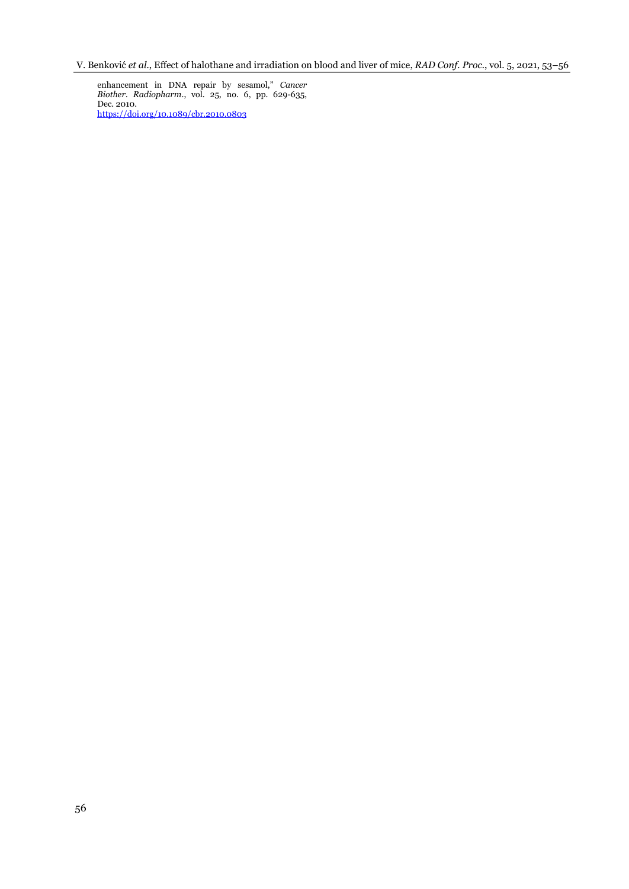enhancement in DNA repair by sesamol," *Cancer Biother. Radiopharm.*, vol. 25, no. 6, pp. 629-635, Dec. 2010.
https://doi.org/10.1089/cbr.2010.0803